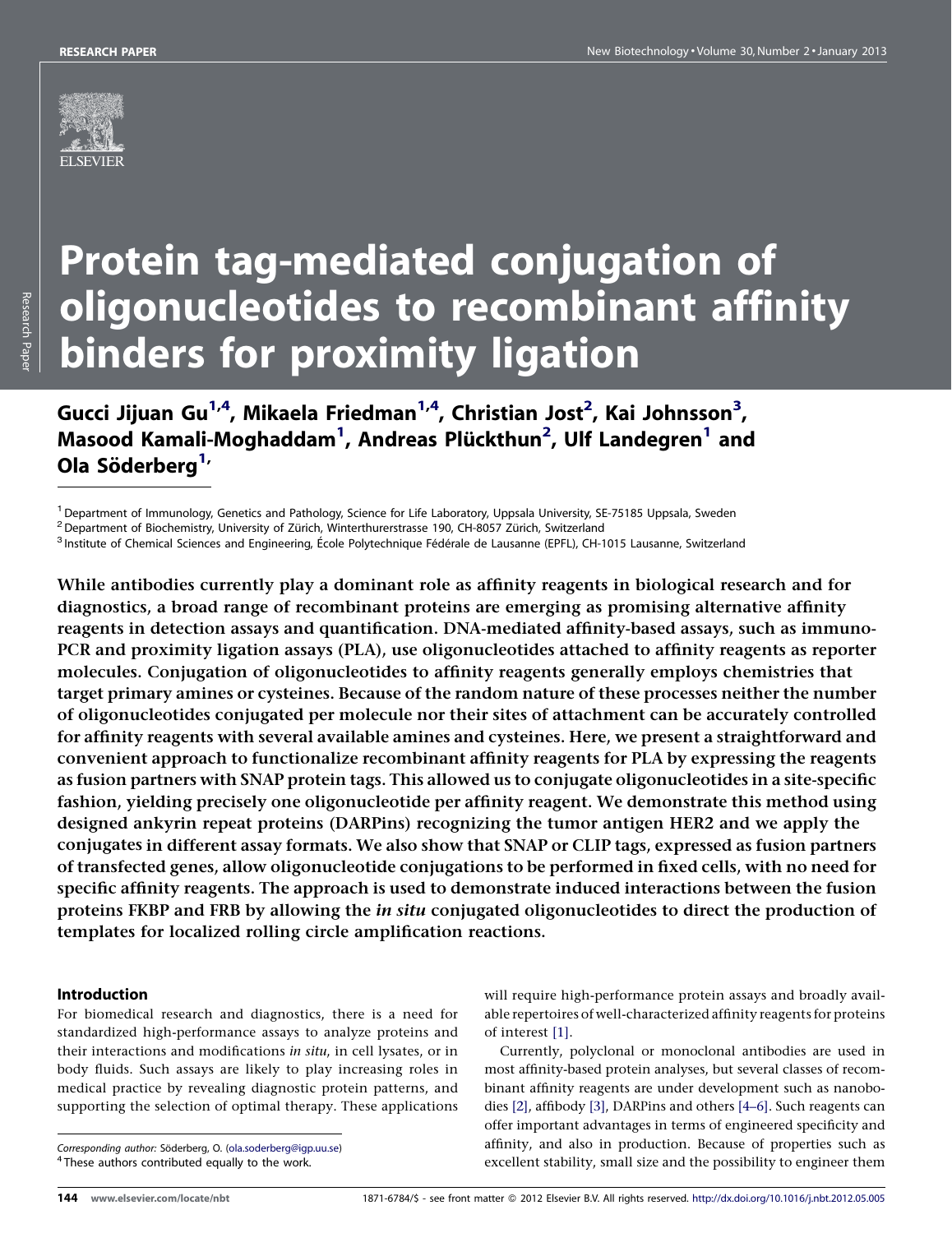# Protein tag-mediated conjugation of oligonucleotides to recombinant affinity binders for proximity ligation

**Gucci Jijuan Gu[1,4], Mikaela Friedman[1,4], Christian Jost[2], Kai Johnsson[3], Masood Kamali-Moghaddam[1], Andreas Plückthun[2], Ulf Landegren[1] and Ola Söderberg[1]**

[1] Department of Immunology, Genetics and Pathology, Science for Life Laboratory, Uppsala University, SE-75185 Uppsala, Sweden
[2] Department of Biochemistry, University of Zürich, Winterthurerstrasse 190, CH-8057 Zürich, Switzerland
[3] Institute of Chemical Sciences and Engineering, École Polytechnique Fédérale de Lausanne (EPFL), CH-1015 Lausanne, Switzerland

**While antibodies currently play a dominant role as affinity reagents in biological research and for diagnostics, a broad range of recombinant proteins are emerging as promising alternative affinity reagents in detection assays and quantification. DNA-mediated affinity-based assays, such as immuno-PCR and proximity ligation assays (PLA), use oligonucleotides attached to affinity reagents as reporter molecules. Conjugation of oligonucleotides to affinity reagents generally employs chemistries that target primary amines or cysteines. Because of the random nature of these processes neither the number of oligonucleotides conjugated per molecule nor their sites of attachment can be accurately controlled for affinity reagents with several available amines and cysteines. Here, we present a straightforward and convenient approach to functionalize recombinant affinity reagents for PLA by expressing the reagents as fusion partners with SNAP protein tags. This allowed us to conjugate oligonucleotides in a site-specific fashion, yielding precisely one oligonucleotide per affinity reagent. We demonstrate this method using designed ankyrin repeat proteins (DARPins) recognizing the tumor antigen HER2 and we apply the conjugates in different assay formats. We also show that SNAP or CLIP tags, expressed as fusion partners of transfected genes, allow oligonucleotide conjugations to be performed in fixed cells, with no need for specific affinity reagents. The approach is used to demonstrate induced interactions between the fusion proteins FKBP and FRB by allowing the *in situ* conjugated oligonucleotides to direct the production of templates for localized rolling circle amplification reactions.**

## Introduction

For biomedical research and diagnostics, there is a need for standardized high-performance assays to analyze proteins and their interactions and modifications *in situ*, in cell lysates, or in body fluids. Such assays are likely to play increasing roles in medical practice by revealing diagnostic protein patterns, and supporting the selection of optimal therapy. These applications will require high-performance protein assays and broadly available repertoires of well-characterized affinity reagents for proteins of interest [1].

Currently, polyclonal or monoclonal antibodies are used in most affinity-based protein analyses, but several classes of recombinant affinity reagents are under development such as nanobodies [2], affibody [3], DARPins and others [4–6]. Such reagents can offer important advantages in terms of engineered specificity and affinity, and also in production. Because of properties such as excellent stability, small size and the possibility to engineer them

Corresponding author: Söderberg, O. (ola.soderberg@igp.uu.se)
[4] These authors contributed equally to the work.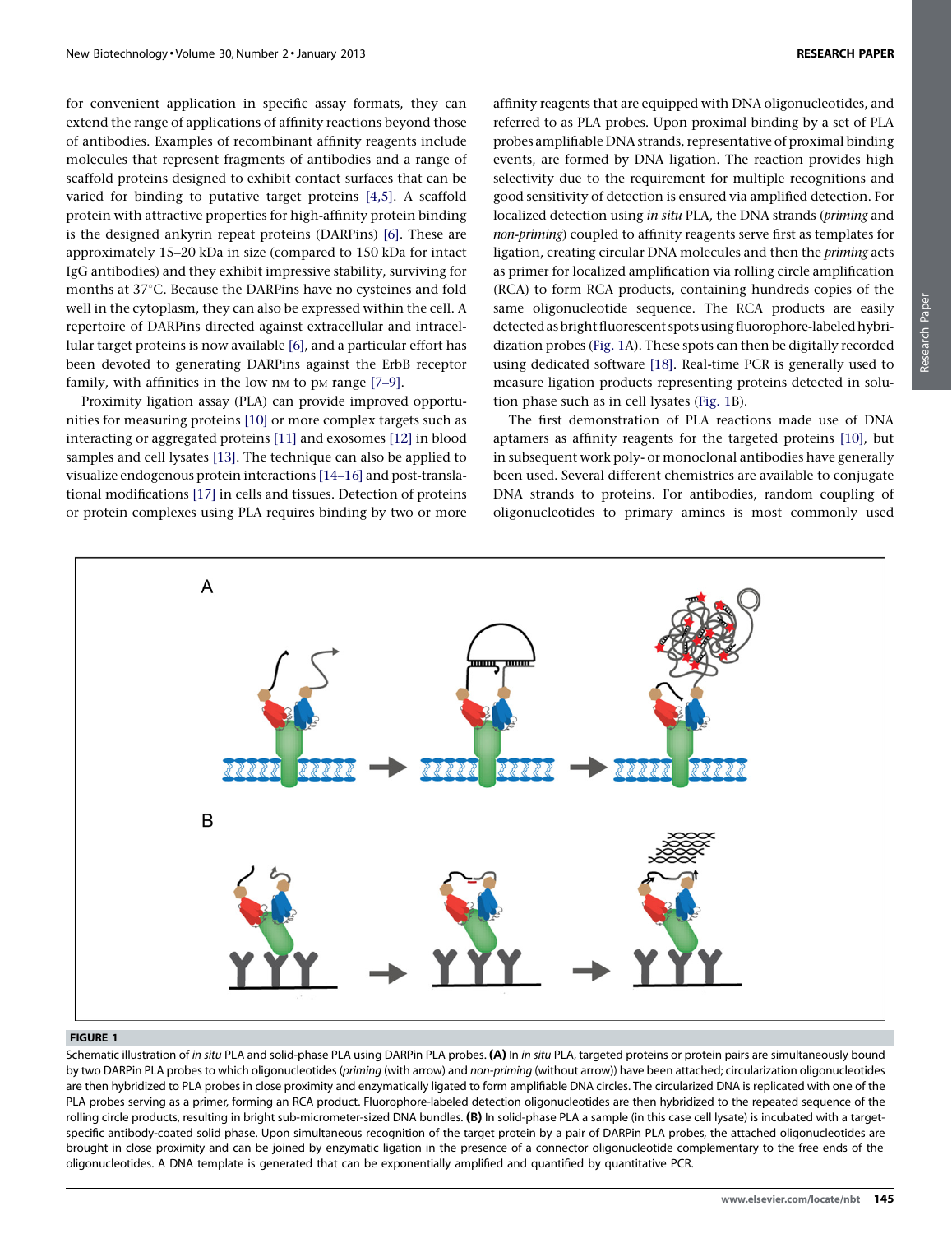for convenient application in specific assay formats, they can extend the range of applications of affinity reactions beyond those of antibodies. Examples of recombinant affinity reagents include molecules that represent fragments of antibodies and a range of scaffold proteins designed to exhibit contact surfaces that can be varied for binding to putative target proteins [4,5]. A scaffold protein with attractive properties for high-affinity protein binding is the designed ankyrin repeat proteins (DARPins) [6]. These are approximately 15–20 kDa in size (compared to 150 kDa for intact IgG antibodies) and they exhibit impressive stability, surviving for months at 37°C. Because the DARPins have no cysteines and fold well in the cytoplasm, they can also be expressed within the cell. A repertoire of DARPins directed against extracellular and intracellular target proteins is now available [6], and a particular effort has been devoted to generating DARPins against the ErbB receptor family, with affinities in the low nM to pM range [7–9].

Proximity ligation assay (PLA) can provide improved opportunities for measuring proteins [10] or more complex targets such as interacting or aggregated proteins [11] and exosomes [12] in blood samples and cell lysates [13]. The technique can also be applied to visualize endogenous protein interactions [14–16] and post-translational modifications [17] in cells and tissues. Detection of proteins or protein complexes using PLA requires binding by two or more affinity reagents that are equipped with DNA oligonucleotides, and referred to as PLA probes. Upon proximal binding by a set of PLA probes amplifiable DNA strands, representative of proximal binding events, are formed by DNA ligation. The reaction provides high selectivity due to the requirement for multiple recognitions and good sensitivity of detection is ensured via amplified detection. For localized detection using *in situ* PLA, the DNA strands (*priming* and *non-priming*) coupled to affinity reagents serve first as templates for ligation, creating circular DNA molecules and then the *priming* acts as primer for localized amplification via rolling circle amplification (RCA) to form RCA products, containing hundreds copies of the same oligonucleotide sequence. The RCA products are easily detected as bright fluorescent spots using fluorophore-labeled hybridization probes (Fig. 1A). These spots can then be digitally recorded using dedicated software [18]. Real-time PCR is generally used to measure ligation products representing proteins detected in solution phase such as in cell lysates (Fig. 1B).

The first demonstration of PLA reactions made use of DNA aptamers as affinity reagents for the targeted proteins [10], but in subsequent work poly- or monoclonal antibodies have generally been used. Several different chemistries are available to conjugate DNA strands to proteins. For antibodies, random coupling of oligonucleotides to primary amines is most commonly used

**FIGURE 1**

Schematic illustration of *in situ* PLA and solid-phase PLA using DARPin PLA probes. **(A)** In *in situ* PLA, targeted proteins or protein pairs are simultaneously bound by two DARPin PLA probes to which oligonucleotides (*priming* (with arrow) and *non-priming* (without arrow)) have been attached; circularization oligonucleotides are then hybridized to PLA probes in close proximity and enzymatically ligated to form amplifiable DNA circles. The circularized DNA is replicated with one of the PLA probes serving as a primer, forming an RCA product. Fluorophore-labeled detection oligonucleotides are then hybridized to the repeated sequence of the rolling circle products, resulting in bright sub-micrometer-sized DNA bundles. **(B)** In solid-phase PLA a sample (in this case cell lysate) is incubated with a target-specific antibody-coated solid phase. Upon simultaneous recognition of the target protein by a pair of DARPin PLA probes, the attached oligonucleotides are brought in close proximity and can be joined by enzymatic ligation in the presence of a connector oligonucleotide complementary to the free ends of the oligonucleotides. A DNA template is generated that can be exponentially amplified and quantified by quantitative PCR.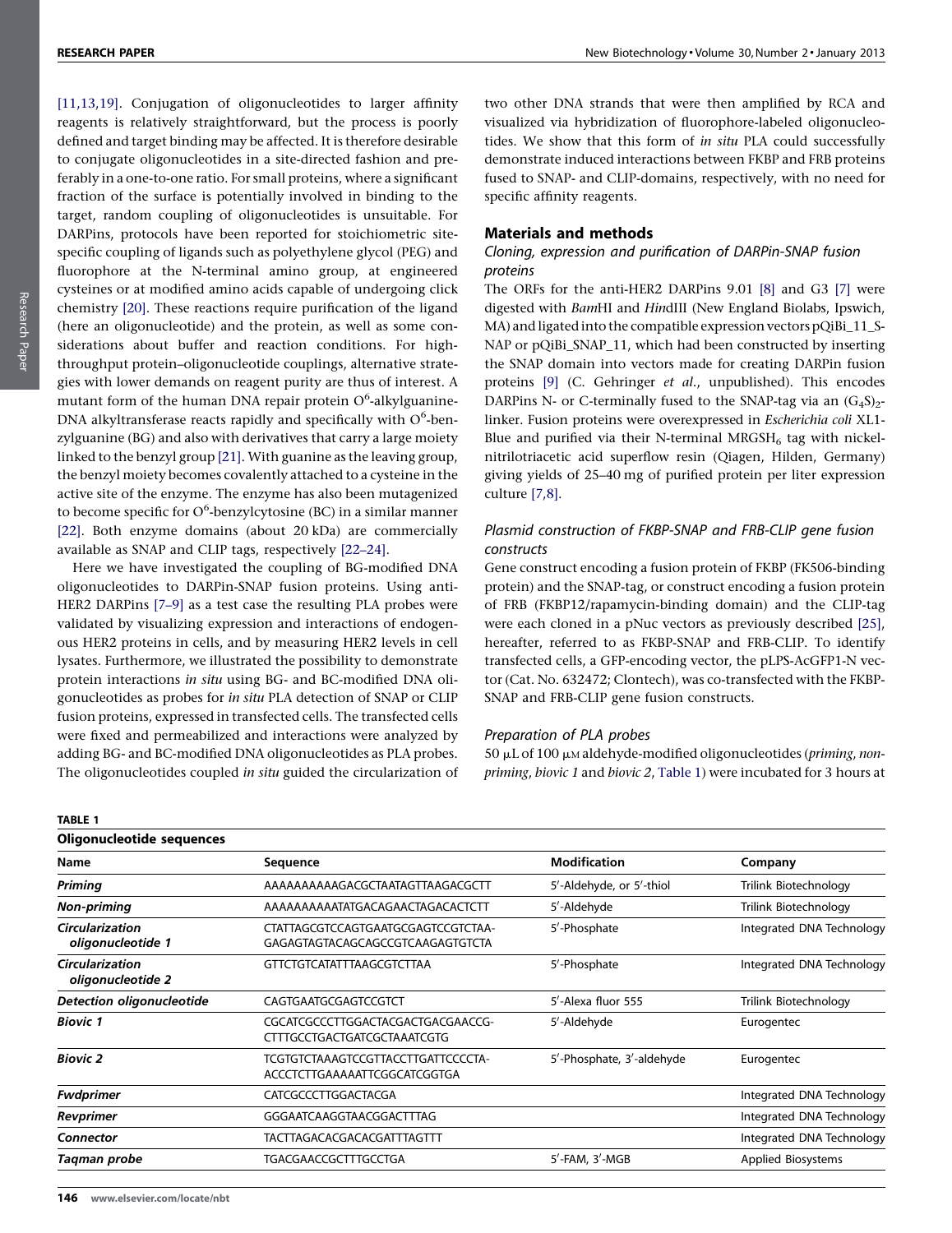[11,13,19]. Conjugation of oligonucleotides to larger affinity reagents is relatively straightforward, but the process is poorly defined and target binding may be affected. It is therefore desirable to conjugate oligonucleotides in a site-directed fashion and preferably in a one-to-one ratio. For small proteins, where a significant fraction of the surface is potentially involved in binding to the target, random coupling of oligonucleotides is unsuitable. For DARPins, protocols have been reported for stoichiometric site-specific coupling of ligands such as polyethylene glycol (PEG) and fluorophore at the N-terminal amino group, at engineered cysteines or at modified amino acids capable of undergoing click chemistry [20]. These reactions require purification of the ligand (here an oligonucleotide) and the protein, as well as some considerations about buffer and reaction conditions. For high-throughput protein–oligonucleotide couplings, alternative strategies with lower demands on reagent purity are thus of interest. A mutant form of the human DNA repair protein $O^6$-alkylguanine-DNA alkyltransferase reacts rapidly and specifically with $O^6$-benzylguanine (BG) and also with derivatives that carry a large moiety linked to the benzyl group [21]. With guanine as the leaving group, the benzyl moiety becomes covalently attached to a cysteine in the active site of the enzyme. The enzyme has also been mutagenized to become specific for $O^6$-benzylcytosine (BC) in a similar manner [22]. Both enzyme domains (about 20 kDa) are commercially available as SNAP and CLIP tags, respectively [22–24].

Here we have investigated the coupling of BG-modified DNA oligonucleotides to DARPin-SNAP fusion proteins. Using anti-HER2 DARPins [7–9] as a test case the resulting PLA probes were validated by visualizing expression and interactions of endogenous HER2 proteins in cells, and by measuring HER2 levels in cell lysates. Furthermore, we illustrated the possibility to demonstrate protein interactions *in situ* using BG- and BC-modified DNA oligonucleotides as probes for *in situ* PLA detection of SNAP or CLIP fusion proteins, expressed in transfected cells. The transfected cells were fixed and permeabilized and interactions were analyzed by adding BG- and BC-modified DNA oligonucleotides as PLA probes. The oligonucleotides coupled *in situ* guided the circularization of two other DNA strands that were then amplified by RCA and visualized via hybridization of fluorophore-labeled oligonucleotides. We show that this form of *in situ* PLA could successfully demonstrate induced interactions between FKBP and FRB proteins fused to SNAP- and CLIP-domains, respectively, with no need for specific affinity reagents.

## Materials and methods

### Cloning, expression and purification of DARPin-SNAP fusion proteins

The ORFs for the anti-HER2 DARPins 9.01 [8] and G3 [7] were digested with *Bam*HI and *Hin*dIII (New England Biolabs, Ipswich, MA) and ligated into the compatible expression vectors pQiBi_11_S-NAP or pQiBi_SNAP_11, which had been constructed by inserting the SNAP domain into vectors made for creating DARPin fusion proteins [9] (C. Gehringer *et al.*, unpublished). This encodes DARPins N- or C-terminally fused to the SNAP-tag via an $(G_4S)_2$-linker. Fusion proteins were overexpressed in *Escherichia coli* XL1-Blue and purified via their N-terminal $MRGSH_6$ tag with nickel-nitrilotriacetic acid superflow resin (Qiagen, Hilden, Germany) giving yields of 25–40 mg of purified protein per liter expression culture [7,8].

### Plasmid construction of FKBP-SNAP and FRB-CLIP gene fusion constructs

Gene construct encoding a fusion protein of FKBP (FK506-binding protein) and the SNAP-tag, or construct encoding a fusion protein of FRB (FKBP12/rapamycin-binding domain) and the CLIP-tag were each cloned in a pNuc vectors as previously described [25], hereafter, referred to as FKBP-SNAP and FRB-CLIP. To identify transfected cells, a GFP-encoding vector, the pLPS-AcGFP1-N vector (Cat. No. 632472; Clontech), was co-transfected with the FKBP-SNAP and FRB-CLIP gene fusion constructs.

### Preparation of PLA probes

50 μL of 100 μM aldehyde-modified oligonucleotides (*priming*, *non-priming*, *biovic 1* and *biovic 2*, Table 1) were incubated for 3 hours at

**TABLE 1**

**Oligonucleotide sequences**

| Name | Sequence | Modification | Company |
|---|---|---|---|
| ***Priming*** | AAAAAAAAAAGACGCTAATAGTTAAGACGCTT | 5′-Aldehyde, or 5′-thiol | Trilink Biotechnology |
| ***Non-priming*** | AAAAAAAAAATATGACAGAACTAGACACTCTT | 5′-Aldehyde | Trilink Biotechnology |
| ***Circularization oligonucleotide 1*** | CTATTAGCGTCCAGTGAATGCGAGTCCGTCTAA-GAGAGTAGTACAGCAGCCGTCAAGAGTGTCTA | 5′-Phosphate | Integrated DNA Technology |
| ***Circularization oligonucleotide 2*** | GTTCTGTCATATTTAAGCGTCTTAA | 5′-Phosphate | Integrated DNA Technology |
| ***Detection oligonucleotide*** | CAGTGAATGCGAGTCCGTCT | 5′-Alexa fluor 555 | Trilink Biotechnology |
| ***Biovic 1*** | CGCATCGCCCTTGGACTACGACTGACGAACCG-CTTTGCCTGACTGATCGCTAAATCGTG | 5′-Aldehyde | Eurogentec |
| ***Biovic 2*** | TCGTGTCTAAAGTCCGTTACCTTGATTCCCCTA-ACCCTCTTGAAAAATTCGGCATCGGTGA | 5′-Phosphate, 3′-aldehyde | Eurogentec |
| ***Fwdprimer*** | CATCGCCCTTGGACTACGA | | Integrated DNA Technology |
| ***Revprimer*** | GGGAATCAAGGTAACGGACTTTAG | | Integrated DNA Technology |
| ***Connector*** | TACTTAGACACGACACGATTTAGTTT | | Integrated DNA Technology |
| ***Taqman probe*** | TGACGAACCGCTTTGCCTGA | 5′-FAM, 3′-MGB | Applied Biosystems |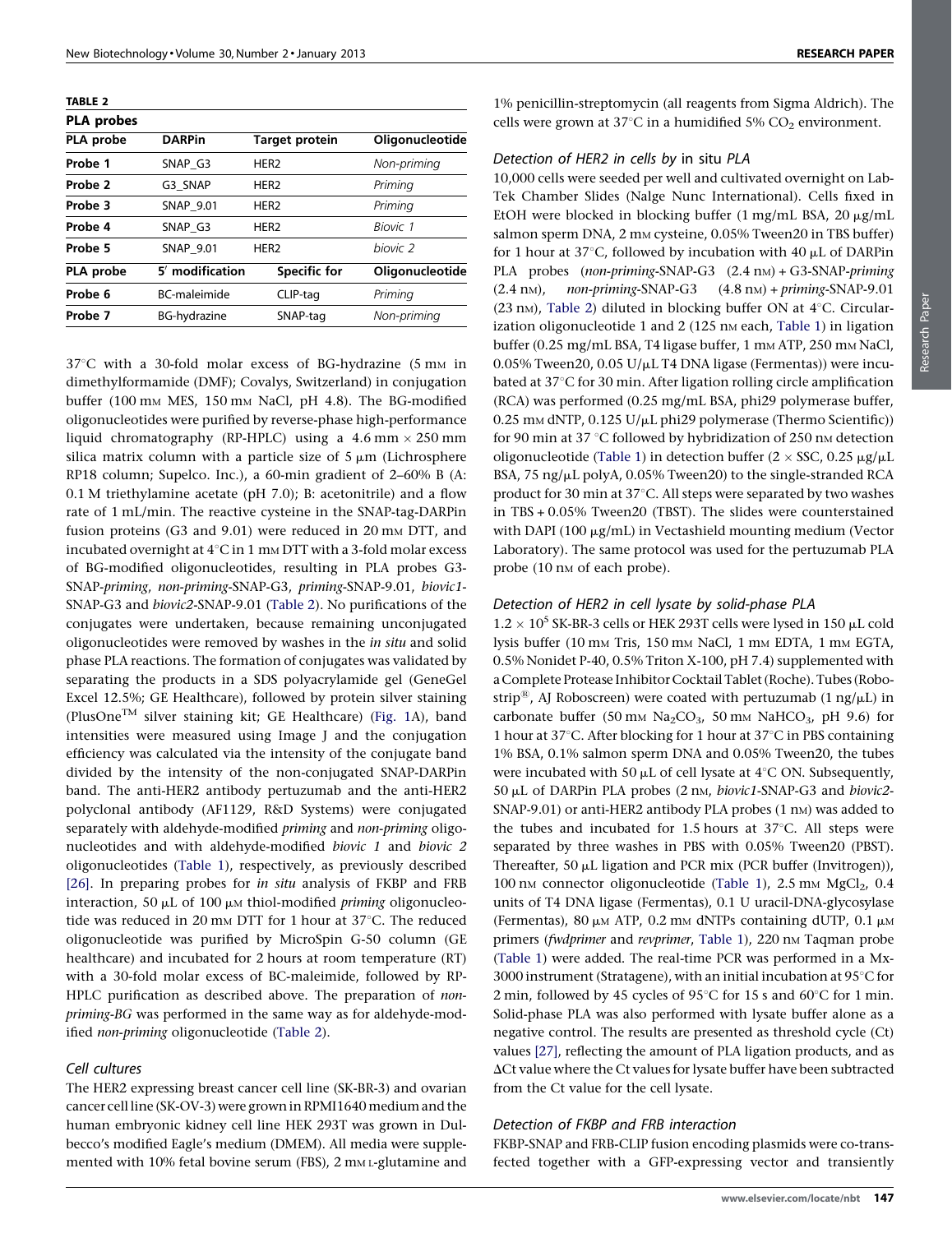**TABLE 2**

**PLA probes**

| PLA probe | DARPin | Target protein | Oligonucleotide |
|---|---|---|---|
| Probe 1 | SNAP_G3 | HER2 | *Non-priming* |
| Probe 2 | G3_SNAP | HER2 | *Priming* |
| Probe 3 | SNAP_9.01 | HER2 | *Priming* |
| Probe 4 | SNAP_G3 | HER2 | *Biovic 1* |
| Probe 5 | SNAP_9.01 | HER2 | *biovic 2* |
| **PLA probe** | **5′ modification** | **Specific for** | **Oligonucleotide** |
| Probe 6 | BC-maleimide | CLIP-tag | *Priming* |
| Probe 7 | BG-hydrazine | SNAP-tag | *Non-priming* |

37°C with a 30-fold molar excess of BG-hydrazine (5 mM in dimethylformamide (DMF); Covalys, Switzerland) in conjugation buffer (100 mM MES, 150 mM NaCl, pH 4.8). The BG-modified oligonucleotides were purified by reverse-phase high-performance liquid chromatography (RP-HPLC) using a 4.6 mm × 250 mm silica matrix column with a particle size of 5 μm (Lichrosphere RP18 column; Supelco. Inc.), a 60-min gradient of 2–60% B (A: 0.1 M triethylamine acetate (pH 7.0); B: acetonitrile) and a flow rate of 1 mL/min. The reactive cysteine in the SNAP-tag-DARPin fusion proteins (G3 and 9.01) were reduced in 20 mM DTT, and incubated overnight at 4°C in 1 mM DTT with a 3-fold molar excess of BG-modified oligonucleotides, resulting in PLA probes G3-SNAP-*priming*, *non-priming*-SNAP-G3, *priming*-SNAP-9.01, *biovic1*-SNAP-G3 and *biovic2*-SNAP-9.01 (Table 2). No purifications of the conjugates were undertaken, because remaining unconjugated oligonucleotides were removed by washes in the *in situ* and solid phase PLA reactions. The formation of conjugates was validated by separating the products in a SDS polyacrylamide gel (GeneGel Excel 12.5%; GE Healthcare), followed by protein silver staining (PlusOne™ silver staining kit; GE Healthcare) (Fig. 1A), band intensities were measured using Image J and the conjugation efficiency was calculated via the intensity of the conjugate band divided by the intensity of the non-conjugated SNAP-DARPin band. The anti-HER2 antibody pertuzumab and the anti-HER2 polyclonal antibody (AF1129, R&D Systems) were conjugated separately with aldehyde-modified *priming* and *non-priming* oligonucleotides and with aldehyde-modified *biovic 1* and *biovic 2* oligonucleotides (Table 1), respectively, as previously described [26]. In preparing probes for *in situ* analysis of FKBP and FRB interaction, 50 μL of 100 μM thiol-modified *priming* oligonucleotide was reduced in 20 mM DTT for 1 hour at 37°C. The reduced oligonucleotide was purified by MicroSpin G-50 column (GE healthcare) and incubated for 2 hours at room temperature (RT) with a 30-fold molar excess of BC-maleimide, followed by RP-HPLC purification as described above. The preparation of *non-priming-BG* was performed in the same way as for aldehyde-modified *non-priming* oligonucleotide (Table 2).

### Cell cultures

The HER2 expressing breast cancer cell line (SK-BR-3) and ovarian cancer cell line (SK-OV-3) were grown in RPMI1640 medium and the human embryonic kidney cell line HEK 293T was grown in Dulbecco's modified Eagle's medium (DMEM). All media were supplemented with 10% fetal bovine serum (FBS), 2 mM L-glutamine and 1% penicillin-streptomycin (all reagents from Sigma Aldrich). The cells were grown at 37°C in a humidified 5% $CO_2$ environment.

### Detection of HER2 in cells by *in situ* PLA

10,000 cells were seeded per well and cultivated overnight on Lab-Tek Chamber Slides (Nalge Nunc International). Cells fixed in EtOH were blocked in blocking buffer (1 mg/mL BSA, 20 μg/mL salmon sperm DNA, 2 mM cysteine, 0.05% Tween20 in TBS buffer) for 1 hour at 37°C, followed by incubation with 40 μL of DARPin PLA probes (*non-priming*-SNAP-G3 (2.4 nM) + G3-SNAP-*priming* (2.4 nM), *non-priming*-SNAP-G3 (4.8 nM) + *priming*-SNAP-9.01 (23 nM), Table 2) diluted in blocking buffer ON at 4°C. Circularization oligonucleotide 1 and 2 (125 nM each, Table 1) in ligation buffer (0.25 mg/mL BSA, T4 ligase buffer, 1 mM ATP, 250 mM NaCl, 0.05% Tween20, 0.05 U/μL T4 DNA ligase (Fermentas)) were incubated at 37°C for 30 min. After ligation rolling circle amplification (RCA) was performed (0.25 mg/mL BSA, phi29 polymerase buffer, 0.25 mM dNTP, 0.125 U/μL phi29 polymerase (Thermo Scientific)) for 90 min at 37 °C followed by hybridization of 250 nM detection oligonucleotide (Table 1) in detection buffer (2 × SSC, 0.25 μg/μL BSA, 75 ng/μL polyA, 0.05% Tween20) to the single-stranded RCA product for 30 min at 37°C. All steps were separated by two washes in TBS + 0.05% Tween20 (TBST). The slides were counterstained with DAPI (100 μg/mL) in Vectashield mounting medium (Vector Laboratory). The same protocol was used for the pertuzumab PLA probe (10 nM of each probe).

### Detection of HER2 in cell lysate by solid-phase PLA

$1.2 \times 10^5$ SK-BR-3 cells or HEK 293T cells were lysed in 150 μL cold lysis buffer (10 mM Tris, 150 mM NaCl, 1 mM EDTA, 1 mM EGTA, 0.5% Nonidet P-40, 0.5% Triton X-100, pH 7.4) supplemented with a Complete Protease Inhibitor Cocktail Tablet (Roche). Tubes (Robostrip®, AJ Roboscreen) were coated with pertuzumab (1 ng/μL) in carbonate buffer (50 mM $Na_2CO_3$, 50 mM $NaHCO_3$, pH 9.6) for 1 hour at 37°C. After blocking for 1 hour at 37°C in PBS containing 1% BSA, 0.1% salmon sperm DNA and 0.05% Tween20, the tubes were incubated with 50 μL of cell lysate at 4°C ON. Subsequently, 50 μL of DARPin PLA probes (2 nM, *biovic1*-SNAP-G3 and *biovic2*-SNAP-9.01) or anti-HER2 antibody PLA probes (1 nM) was added to the tubes and incubated for 1.5 hours at 37°C. All steps were separated by three washes in PBS with 0.05% Tween20 (PBST). Thereafter, 50 μL ligation and PCR mix (PCR buffer (Invitrogen)), 100 nM connector oligonucleotide (Table 1), 2.5 mM $MgCl_2$, 0.4 units of T4 DNA ligase (Fermentas), 0.1 U uracil-DNA-glycosylase (Fermentas), 80 μM ATP, 0.2 mM dNTPs containing dUTP, 0.1 μM primers (*fwdprimer* and *revprimer*, Table 1), 220 nM Taqman probe (Table 1) were added. The real-time PCR was performed in a Mx-3000 instrument (Stratagene), with an initial incubation at 95°C for 2 min, followed by 45 cycles of 95°C for 15 s and 60°C for 1 min. Solid-phase PLA was also performed with lysate buffer alone as a negative control. The results are presented as threshold cycle (Ct) values [27], reflecting the amount of PLA ligation products, and as ΔCt value where the Ct values for lysate buffer have been subtracted from the Ct value for the cell lysate.

### Detection of FKBP and FRB interaction

FKBP-SNAP and FRB-CLIP fusion encoding plasmids were co-transfected together with a GFP-expressing vector and transiently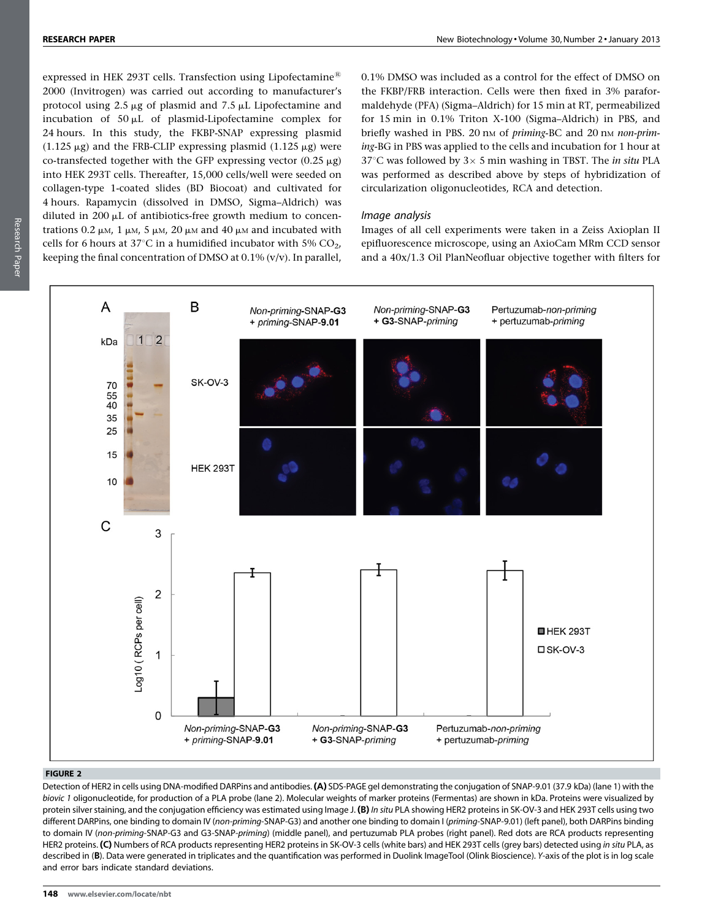expressed in HEK 293T cells. Transfection using Lipofectamine® 2000 (Invitrogen) was carried out according to manufacturer's protocol using 2.5 μg of plasmid and 7.5 μL Lipofectamine and incubation of 50 μL of plasmid-Lipofectamine complex for 24 hours. In this study, the FKBP-SNAP expressing plasmid (1.125 μg) and the FRB-CLIP expressing plasmid (1.125 μg) were co-transfected together with the GFP expressing vector (0.25 μg) into HEK 293T cells. Thereafter, 15,000 cells/well were seeded on collagen-type 1-coated slides (BD Biocoat) and cultivated for 4 hours. Rapamycin (dissolved in DMSO, Sigma–Aldrich) was diluted in 200 μL of antibiotics-free growth medium to concentrations 0.2 μM, 1 μM, 5 μM, 20 μM and 40 μM and incubated with cells for 6 hours at 37°C in a humidified incubator with 5% $CO_2$, keeping the final concentration of DMSO at 0.1% (v/v). In parallel, 0.1% DMSO was included as a control for the effect of DMSO on the FKBP/FRB interaction. Cells were then fixed in 3% paraformaldehyde (PFA) (Sigma–Aldrich) for 15 min at RT, permeabilized for 15 min in 0.1% Triton X-100 (Sigma–Aldrich) in PBS, and briefly washed in PBS. 20 nM of *priming*-BC and 20 nM *non-priming*-BG in PBS was applied to the cells and incubation for 1 hour at 37°C was followed by 3× 5 min washing in TBST. The *in situ* PLA was performed as described above by steps of hybridization of circularization oligonucleotides, RCA and detection.

### Image analysis

Images of all cell experiments were taken in a Zeiss Axioplan II epifluorescence microscope, using an AxioCam MRm CCD sensor and a 40x/1.3 Oil PlanNeofluar objective together with filters for

**FIGURE 2**

Detection of HER2 in cells using DNA-modified DARPins and antibodies. **(A)** SDS-PAGE gel demonstrating the conjugation of SNAP-9.01 (37.9 kDa) (lane 1) with the *biovic 1* oligonucleotide, for production of a PLA probe (lane 2). Molecular weights of marker proteins (Fermentas) are shown in kDa. Proteins were visualized by protein silver staining, and the conjugation efficiency was estimated using Image J. **(B)** *In situ* PLA showing HER2 proteins in SK-OV-3 and HEK 293T cells using two different DARPins, one binding to domain IV (*non-priming*-SNAP-G3) and another one binding to domain I (*priming*-SNAP-9.01) (left panel), both DARPins binding to domain IV (*non-priming*-SNAP-G3 and G3-SNAP-*priming*) (middle panel), and pertuzumab PLA probes (right panel). Red dots are RCA products representing HER2 proteins. **(C)** Numbers of RCA products representing HER2 proteins in SK-OV-3 cells (white bars) and HEK 293T cells (grey bars) detected using *in situ* PLA, as described in (**B**). Data were generated in triplicates and the quantification was performed in Duolink ImageTool (Olink Bioscience). *Y*-axis of the plot is in log scale and error bars indicate standard deviations.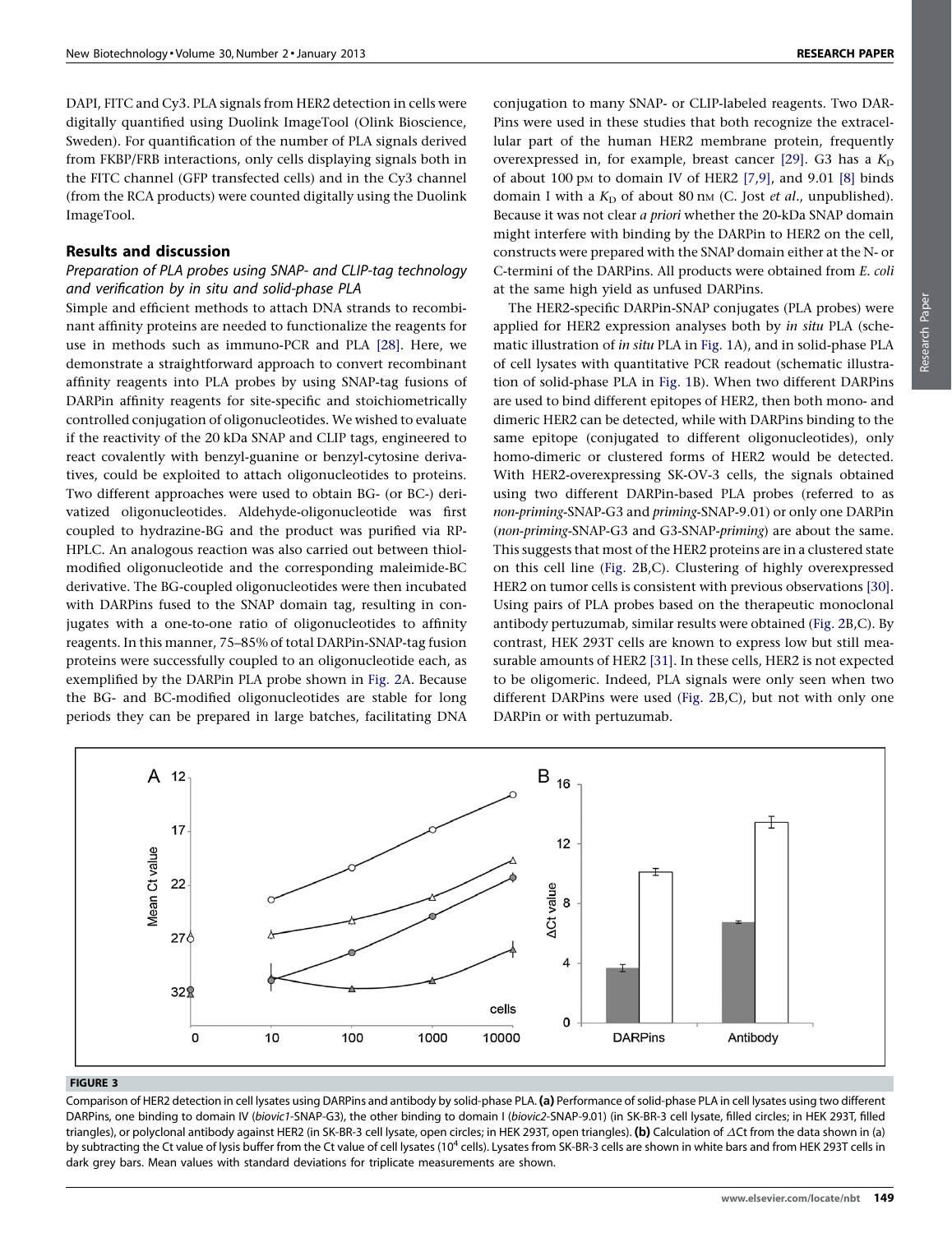DAPI, FITC and Cy3. PLA signals from HER2 detection in cells were digitally quantified using Duolink ImageTool (Olink Bioscience, Sweden). For quantification of the number of PLA signals derived from FKBP/FRB interactions, only cells displaying signals both in the FITC channel (GFP transfected cells) and in the Cy3 channel (from the RCA products) were counted digitally using the Duolink ImageTool.

## Results and discussion

### Preparation of PLA probes using SNAP- and CLIP-tag technology and verification by in situ and solid-phase PLA

Simple and efficient methods to attach DNA strands to recombinant affinity proteins are needed to functionalize the reagents for use in methods such as immuno-PCR and PLA [28]. Here, we demonstrate a straightforward approach to convert recombinant affinity reagents into PLA probes by using SNAP-tag fusions of DARPin affinity reagents for site-specific and stoichiometrically controlled conjugation of oligonucleotides. We wished to evaluate if the reactivity of the 20 kDa SNAP and CLIP tags, engineered to react covalently with benzyl-guanine or benzyl-cytosine derivatives, could be exploited to attach oligonucleotides to proteins. Two different approaches were used to obtain BG- (or BC-) derivatized oligonucleotides. Aldehyde-oligonucleotide was first coupled to hydrazine-BG and the product was purified via RP-HPLC. An analogous reaction was also carried out between thiol-modified oligonucleotide and the corresponding maleimide-BC derivative. The BG-coupled oligonucleotides were then incubated with DARPins fused to the SNAP domain tag, resulting in conjugates with a one-to-one ratio of oligonucleotides to affinity reagents. In this manner, 75–85% of total DARPin-SNAP-tag fusion proteins were successfully coupled to an oligonucleotide each, as exemplified by the DARPin PLA probe shown in Fig. 2A. Because the BG- and BC-modified oligonucleotides are stable for long periods they can be prepared in large batches, facilitating DNA conjugation to many SNAP- or CLIP-labeled reagents. Two DARPins were used in these studies that both recognize the extracellular part of the human HER2 membrane protein, frequently overexpressed in, for example, breast cancer [29]. G3 has a $K_D$ of about 100 pM to domain IV of HER2 [7,9], and 9.01 [8] binds domain I with a $K_D$ of about 80 nM (C. Jost *et al.*, unpublished). Because it was not clear *a priori* whether the 20-kDa SNAP domain might interfere with binding by the DARPin to HER2 on the cell, constructs were prepared with the SNAP domain either at the N- or C-termini of the DARPins. All products were obtained from *E. coli* at the same high yield as unfused DARPins.

The HER2-specific DARPin-SNAP conjugates (PLA probes) were applied for HER2 expression analyses both by *in situ* PLA (schematic illustration of *in situ* PLA in Fig. 1A), and in solid-phase PLA of cell lysates with quantitative PCR readout (schematic illustration of solid-phase PLA in Fig. 1B). When two different DARPins are used to bind different epitopes of HER2, then both mono- and dimeric HER2 can be detected, while with DARPins binding to the same epitope (conjugated to different oligonucleotides), only homo-dimeric or clustered forms of HER2 would be detected. With HER2-overexpressing SK-OV-3 cells, the signals obtained using two different DARPin-based PLA probes (referred to as *non-priming*-SNAP-G3 and *priming*-SNAP-9.01) or only one DARPin (*non-priming*-SNAP-G3 and G3-SNAP-*priming*) are about the same. This suggests that most of the HER2 proteins are in a clustered state on this cell line (Fig. 2B,C). Clustering of highly overexpressed HER2 on tumor cells is consistent with previous observations [30]. Using pairs of PLA probes based on the therapeutic monoclonal antibody pertuzumab, similar results were obtained (Fig. 2B,C). By contrast, HEK 293T cells are known to express low but still measurable amounts of HER2 [31]. In these cells, HER2 is not expected to be oligomeric. Indeed, PLA signals were only seen when two different DARPins were used (Fig. 2B,C), but not with only one DARPin or with pertuzumab.

**FIGURE 3**

Comparison of HER2 detection in cell lysates using DARPins and antibody by solid-phase PLA. **(a)** Performance of solid-phase PLA in cell lysates using two different DARPins, one binding to domain IV (*biovic1*-SNAP-G3), the other binding to domain I (*biovic2*-SNAP-9.01) (in SK-BR-3 cell lysate, filled circles; in HEK 293T, filled triangles), or polyclonal antibody against HER2 (in SK-BR-3 cell lysate, open circles; in HEK 293T, open triangles). **(b)** Calculation of $\Delta$Ct from the data shown in (a) by subtracting the Ct value of lysis buffer from the Ct value of cell lysates ($10^4$ cells). Lysates from SK-BR-3 cells are shown in white bars and from HEK 293T cells in dark grey bars. Mean values with standard deviations for triplicate measurements are shown.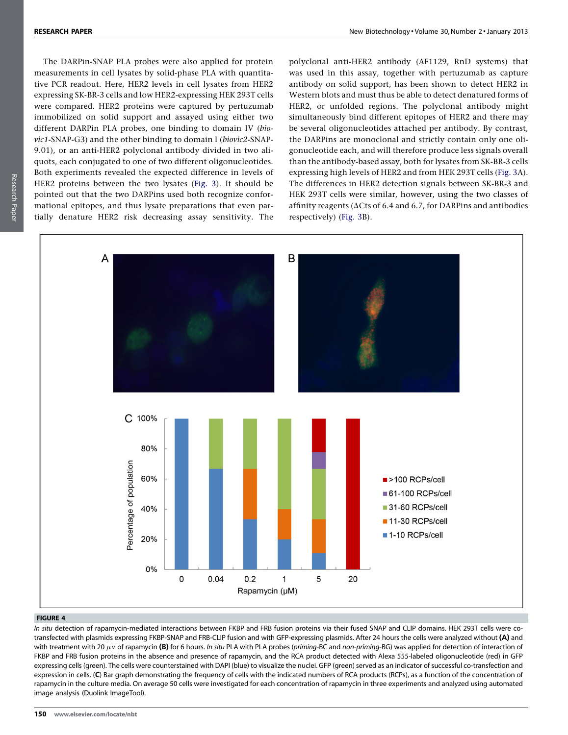The DARPin-SNAP PLA probes were also applied for protein measurements in cell lysates by solid-phase PLA with quantitative PCR readout. Here, HER2 levels in cell lysates from HER2 expressing SK-BR-3 cells and low HER2-expressing HEK 293T cells were compared. HER2 proteins were captured by pertuzumab immobilized on solid support and assayed using either two different DARPin PLA probes, one binding to domain IV (*biovic1*-SNAP-G3) and the other binding to domain I (*biovic2*-SNAP-9.01), or an anti-HER2 polyclonal antibody divided in two aliquots, each conjugated to one of two different oligonucleotides. Both experiments revealed the expected difference in levels of HER2 proteins between the two lysates (Fig. 3). It should be pointed out that the two DARPins used both recognize conformational epitopes, and thus lysate preparations that even partially denature HER2 risk decreasing assay sensitivity. The polyclonal anti-HER2 antibody (AF1129, RnD systems) that was used in this assay, together with pertuzumab as capture antibody on solid support, has been shown to detect HER2 in Western blots and must thus be able to detect denatured forms of HER2, or unfolded regions. The polyclonal antibody might simultaneously bind different epitopes of HER2 and there may be several oligonucleotides attached per antibody. By contrast, the DARPins are monoclonal and strictly contain only one oligonucleotide each, and will therefore produce less signals overall than the antibody-based assay, both for lysates from SK-BR-3 cells expressing high levels of HER2 and from HEK 293T cells (Fig. 3A). The differences in HER2 detection signals between SK-BR-3 and HEK 293T cells were similar, however, using the two classes of affinity reagents (ΔCts of 6.4 and 6.7, for DARPins and antibodies respectively) (Fig. 3B).

**FIGURE 4**

*In situ* detection of rapamycin-mediated interactions between FKBP and FRB fusion proteins via their fused SNAP and CLIP domains. HEK 293T cells were co-transfected with plasmids expressing FKBP-SNAP and FRB-CLIP fusion and with GFP-expressing plasmids. After 24 hours the cells were analyzed without **(A)** and with treatment with 20 $\mu$M of rapamycin **(B)** for 6 hours. *In situ* PLA with PLA probes (*priming*-BC and *non-priming*-BG) was applied for detection of interaction of FKBP and FRB fusion proteins in the absence and presence of rapamycin, and the RCA product detected with Alexa 555-labeled oligonucleotide (red) in GFP expressing cells (green). The cells were counterstained with DAPI (blue) to visualize the nuclei. GFP (green) served as an indicator of successful co-transfection and expression in cells. (**C**) Bar graph demonstrating the frequency of cells with the indicated numbers of RCA products (RCPs), as a function of the concentration of rapamycin in the culture media. On average 50 cells were investigated for each concentration of rapamycin in three experiments and analyzed using automated image analysis (Duolink ImageTool).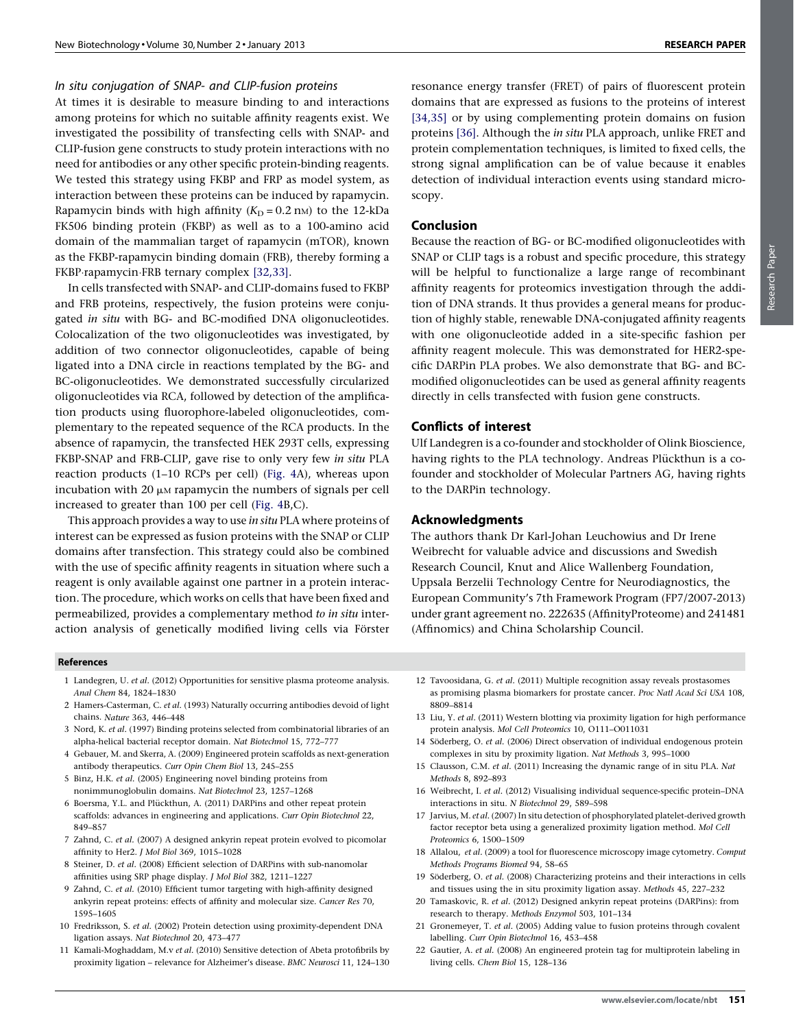### In situ conjugation of SNAP- and CLIP-fusion proteins

At times it is desirable to measure binding to and interactions among proteins for which no suitable affinity reagents exist. We investigated the possibility of transfecting cells with SNAP- and CLIP-fusion gene constructs to study protein interactions with no need for antibodies or any other specific protein-binding reagents. We tested this strategy using FKBP and FRP as model system, as interaction between these proteins can be induced by rapamycin. Rapamycin binds with high affinity ($K_D = 0.2$ nM) to the 12-kDa FK506 binding protein (FKBP) as well as to a 100-amino acid domain of the mammalian target of rapamycin (mTOR), known as the FKBP-rapamycin binding domain (FRB), thereby forming a FKBP·rapamycin·FRB ternary complex [32,33].

In cells transfected with SNAP- and CLIP-domains fused to FKBP and FRB proteins, respectively, the fusion proteins were conjugated *in situ* with BG- and BC-modified DNA oligonucleotides. Colocalization of the two oligonucleotides was investigated, by addition of two connector oligonucleotides, capable of being ligated into a DNA circle in reactions templated by the BG- and BC-oligonucleotides. We demonstrated successfully circularized oligonucleotides via RCA, followed by detection of the amplification products using fluorophore-labeled oligonucleotides, complementary to the repeated sequence of the RCA products. In the absence of rapamycin, the transfected HEK 293T cells, expressing FKBP-SNAP and FRB-CLIP, gave rise to only very few *in situ* PLA reaction products (1–10 RCPs per cell) (Fig. 4A), whereas upon incubation with 20 μM rapamycin the numbers of signals per cell increased to greater than 100 per cell (Fig. 4B,C).

This approach provides a way to use *in situ* PLA where proteins of interest can be expressed as fusion proteins with the SNAP or CLIP domains after transfection. This strategy could also be combined with the use of specific affinity reagents in situation where such a reagent is only available against one partner in a protein interaction. The procedure, which works on cells that have been fixed and permeabilized, provides a complementary method *to in situ* interaction analysis of genetically modified living cells via Förster resonance energy transfer (FRET) of pairs of fluorescent protein domains that are expressed as fusions to the proteins of interest [34,35] or by using complementing protein domains on fusion proteins [36]. Although the *in situ* PLA approach, unlike FRET and protein complementation techniques, is limited to fixed cells, the strong signal amplification can be of value because it enables detection of individual interaction events using standard microscopy.

## Conclusion

Because the reaction of BG- or BC-modified oligonucleotides with SNAP or CLIP tags is a robust and specific procedure, this strategy will be helpful to functionalize a large range of recombinant affinity reagents for proteomics investigation through the addition of DNA strands. It thus provides a general means for production of highly stable, renewable DNA-conjugated affinity reagents with one oligonucleotide added in a site-specific fashion per affinity reagent molecule. This was demonstrated for HER2-specific DARPin PLA probes. We also demonstrate that BG- and BC-modified oligonucleotides can be used as general affinity reagents directly in cells transfected with fusion gene constructs.

## Conflicts of interest

Ulf Landegren is a co-founder and stockholder of Olink Bioscience, having rights to the PLA technology. Andreas Plückthun is a co-founder and stockholder of Molecular Partners AG, having rights to the DARPin technology.

## Acknowledgments

The authors thank Dr Karl-Johan Leuchowius and Dr Irene Weibrecht for valuable advice and discussions and Swedish Research Council, Knut and Alice Wallenberg Foundation, Uppsala Berzelii Technology Centre for Neurodiagnostics, the European Community's 7th Framework Program (FP7/2007-2013) under grant agreement no. 222635 (AffinityProteome) and 241481 (Affinomics) and China Scholarship Council.

## References

1 Landegren, U. *et al*. (2012) Opportunities for sensitive plasma proteome analysis. *Anal Chem* 84, 1824–1830

2 Hamers-Casterman, C. *et al*. (1993) Naturally occurring antibodies devoid of light chains. *Nature* 363, 446–448

3 Nord, K. *et al*. (1997) Binding proteins selected from combinatorial libraries of an alpha-helical bacterial receptor domain. *Nat Biotechnol* 15, 772–777

4 Gebauer, M. and Skerra, A. (2009) Engineered protein scaffolds as next-generation antibody therapeutics. *Curr Opin Chem Biol* 13, 245–255

5 Binz, H.K. *et al*. (2005) Engineering novel binding proteins from nonimmunoglobulin domains. *Nat Biotechnol* 23, 1257–1268

6 Boersma, Y.L. and Plückthun, A. (2011) DARPins and other repeat protein scaffolds: advances in engineering and applications. *Curr Opin Biotechnol* 22, 849–857

7 Zahnd, C. *et al*. (2007) A designed ankyrin repeat protein evolved to picomolar affinity to Her2. *J Mol Biol* 369, 1015–1028

8 Steiner, D. *et al*. (2008) Efficient selection of DARPins with sub-nanomolar affinities using SRP phage display. *J Mol Biol* 382, 1211–1227

9 Zahnd, C. *et al*. (2010) Efficient tumor targeting with high-affinity designed ankyrin repeat proteins: effects of affinity and molecular size. *Cancer Res* 70, 1595–1605

10 Fredriksson, S. *et al*. (2002) Protein detection using proximity-dependent DNA ligation assays. *Nat Biotechnol* 20, 473–477

11 Kamali-Moghaddam, M.v *et al*. (2010) Sensitive detection of Abeta protofibrils by proximity ligation – relevance for Alzheimer's disease. *BMC Neurosci* 11, 124–130

12 Tavoosidana, G. *et al*. (2011) Multiple recognition assay reveals prostasomes as promising plasma biomarkers for prostate cancer. *Proc Natl Acad Sci USA* 108, 8809–8814

13 Liu, Y. *et al*. (2011) Western blotting via proximity ligation for high performance protein analysis. *Mol Cell Proteomics* 10, O111–O011031

14 Söderberg, O. *et al*. (2006) Direct observation of individual endogenous protein complexes in situ by proximity ligation. *Nat Methods* 3, 995–1000

15 Clausson, C.M. *et al*. (2011) Increasing the dynamic range of in situ PLA. *Nat Methods* 8, 892–893

16 Weibrecht, I. *et al*. (2012) Visualising individual sequence-specific protein–DNA interactions in situ. *N Biotechnol* 29, 589–598

17 Jarvius, M. *et al*. (2007) In situ detection of phosphorylated platelet-derived growth factor receptor beta using a generalized proximity ligation method. *Mol Cell Proteomics* 6, 1500–1509

18 Allalou, *et al*. (2009) a tool for fluorescence microscopy image cytometry. *Comput Methods Programs Biomed* 94, 58–65

19 Söderberg, O. *et al*. (2008) Characterizing proteins and their interactions in cells and tissues using the in situ proximity ligation assay. *Methods* 45, 227–232

20 Tamaskovic, R. *et al*. (2012) Designed ankyrin repeat proteins (DARPins): from research to therapy. *Methods Enzymol* 503, 101–134

21 Gronemeyer, T. *et al*. (2005) Adding value to fusion proteins through covalent labelling. *Curr Opin Biotechnol* 16, 453–458

22 Gautier, A. *et al*. (2008) An engineered protein tag for multiprotein labeling in living cells. *Chem Biol* 15, 128–136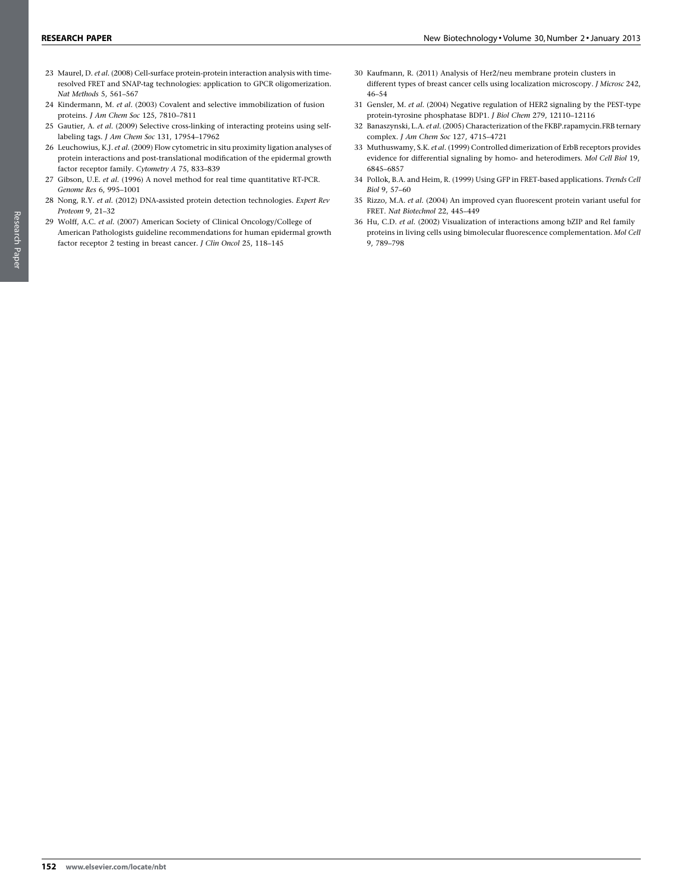23 Maurel, D. *et al*. (2008) Cell-surface protein-protein interaction analysis with time-resolved FRET and SNAP-tag technologies: application to GPCR oligomerization. *Nat Methods* 5, 561–567

24 Kindermann, M. *et al*. (2003) Covalent and selective immobilization of fusion proteins. *J Am Chem Soc* 125, 7810–7811

25 Gautier, A. *et al*. (2009) Selective cross-linking of interacting proteins using self-labeling tags. *J Am Chem Soc* 131, 17954–17962

26 Leuchowius, K.J. *et al*. (2009) Flow cytometric in situ proximity ligation analyses of protein interactions and post-translational modification of the epidermal growth factor receptor family. *Cytometry A* 75, 833–839

27 Gibson, U.E. *et al*. (1996) A novel method for real time quantitative RT-PCR. *Genome Res* 6, 995–1001

28 Nong, R.Y. *et al*. (2012) DNA-assisted protein detection technologies. *Expert Rev Proteom* 9, 21–32

29 Wolff, A.C. *et al*. (2007) American Society of Clinical Oncology/College of American Pathologists guideline recommendations for human epidermal growth factor receptor 2 testing in breast cancer. *J Clin Oncol* 25, 118–145

30 Kaufmann, R. (2011) Analysis of Her2/neu membrane protein clusters in different types of breast cancer cells using localization microscopy. *J Microsc* 242, 46–54

31 Gensler, M. *et al*. (2004) Negative regulation of HER2 signaling by the PEST-type protein-tyrosine phosphatase BDP1. *J Biol Chem* 279, 12110–12116

32 Banaszynski, L.A. *et al*. (2005) Characterization of the FKBP.rapamycin.FRB ternary complex. *J Am Chem Soc* 127, 4715–4721

33 Muthuswamy, S.K. *et al*. (1999) Controlled dimerization of ErbB receptors provides evidence for differential signaling by homo- and heterodimers. *Mol Cell Biol* 19, 6845–6857

34 Pollok, B.A. and Heim, R. (1999) Using GFP in FRET-based applications. *Trends Cell Biol* 9, 57–60

35 Rizzo, M.A. *et al*. (2004) An improved cyan fluorescent protein variant useful for FRET. *Nat Biotechnol* 22, 445–449

36 Hu, C.D. *et al*. (2002) Visualization of interactions among bZIP and Rel family proteins in living cells using bimolecular fluorescence complementation. *Mol Cell* 9, 789–798